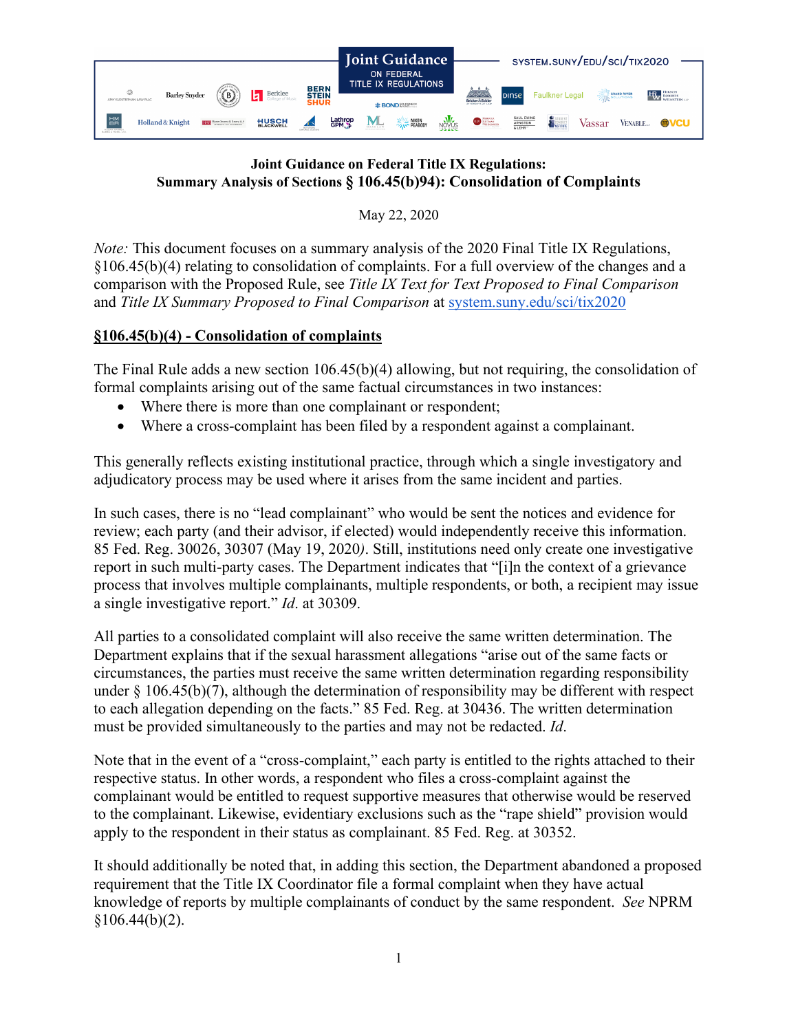**Joint Guidance on Federal Title IX Regulations:**
**Summary Analysis of Sections § 106.45(b)94): Consolidation of Complaints**

May 22, 2020

*Note:* This document focuses on a summary analysis of the 2020 Final Title IX Regulations, §106.45(b)(4) relating to consolidation of complaints. For a full overview of the changes and a comparison with the Proposed Rule, see *Title IX Text for Text Proposed to Final Comparison* and *Title IX Summary Proposed to Final Comparison* at system.suny.edu/sci/tix2020

**§106.45(b)(4) - Consolidation of complaints**

The Final Rule adds a new section 106.45(b)(4) allowing, but not requiring, the consolidation of formal complaints arising out of the same factual circumstances in two instances:

- Where there is more than one complainant or respondent;
- Where a cross-complaint has been filed by a respondent against a complainant.

This generally reflects existing institutional practice, through which a single investigatory and adjudicatory process may be used where it arises from the same incident and parties.

In such cases, there is no "lead complainant" who would be sent the notices and evidence for review; each party (and their advisor, if elected) would independently receive this information. 85 Fed. Reg. 30026, 30307 (May 19, 2020*)*. Still, institutions need only create one investigative report in such multi-party cases. The Department indicates that "[i]n the context of a grievance process that involves multiple complainants, multiple respondents, or both, a recipient may issue a single investigative report." *Id*. at 30309.

All parties to a consolidated complaint will also receive the same written determination. The Department explains that if the sexual harassment allegations "arise out of the same facts or circumstances, the parties must receive the same written determination regarding responsibility under § 106.45(b)(7), although the determination of responsibility may be different with respect to each allegation depending on the facts." 85 Fed. Reg. at 30436. The written determination must be provided simultaneously to the parties and may not be redacted. *Id*.

Note that in the event of a "cross-complaint," each party is entitled to the rights attached to their respective status. In other words, a respondent who files a cross-complaint against the complainant would be entitled to request supportive measures that otherwise would be reserved to the complainant. Likewise, evidentiary exclusions such as the "rape shield" provision would apply to the respondent in their status as complainant. 85 Fed. Reg. at 30352.

It should additionally be noted that, in adding this section, the Department abandoned a proposed requirement that the Title IX Coordinator file a formal complaint when they have actual knowledge of reports by multiple complainants of conduct by the same respondent. *See* NPRM §106.44(b)(2).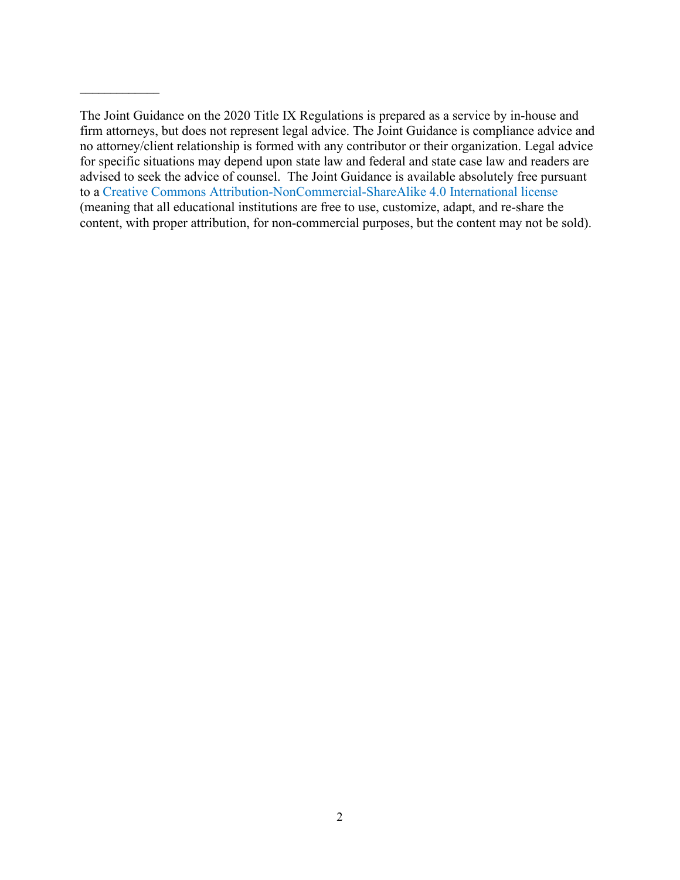___________

The Joint Guidance on the 2020 Title IX Regulations is prepared as a service by in-house and firm attorneys, but does not represent legal advice. The Joint Guidance is compliance advice and no attorney/client relationship is formed with any contributor or their organization. Legal advice for specific situations may depend upon state law and federal and state case law and readers are advised to seek the advice of counsel. The Joint Guidance is available absolutely free pursuant to a Creative Commons Attribution-NonCommercial-ShareAlike 4.0 International license (meaning that all educational institutions are free to use, customize, adapt, and re-share the content, with proper attribution, for non-commercial purposes, but the content may not be sold).